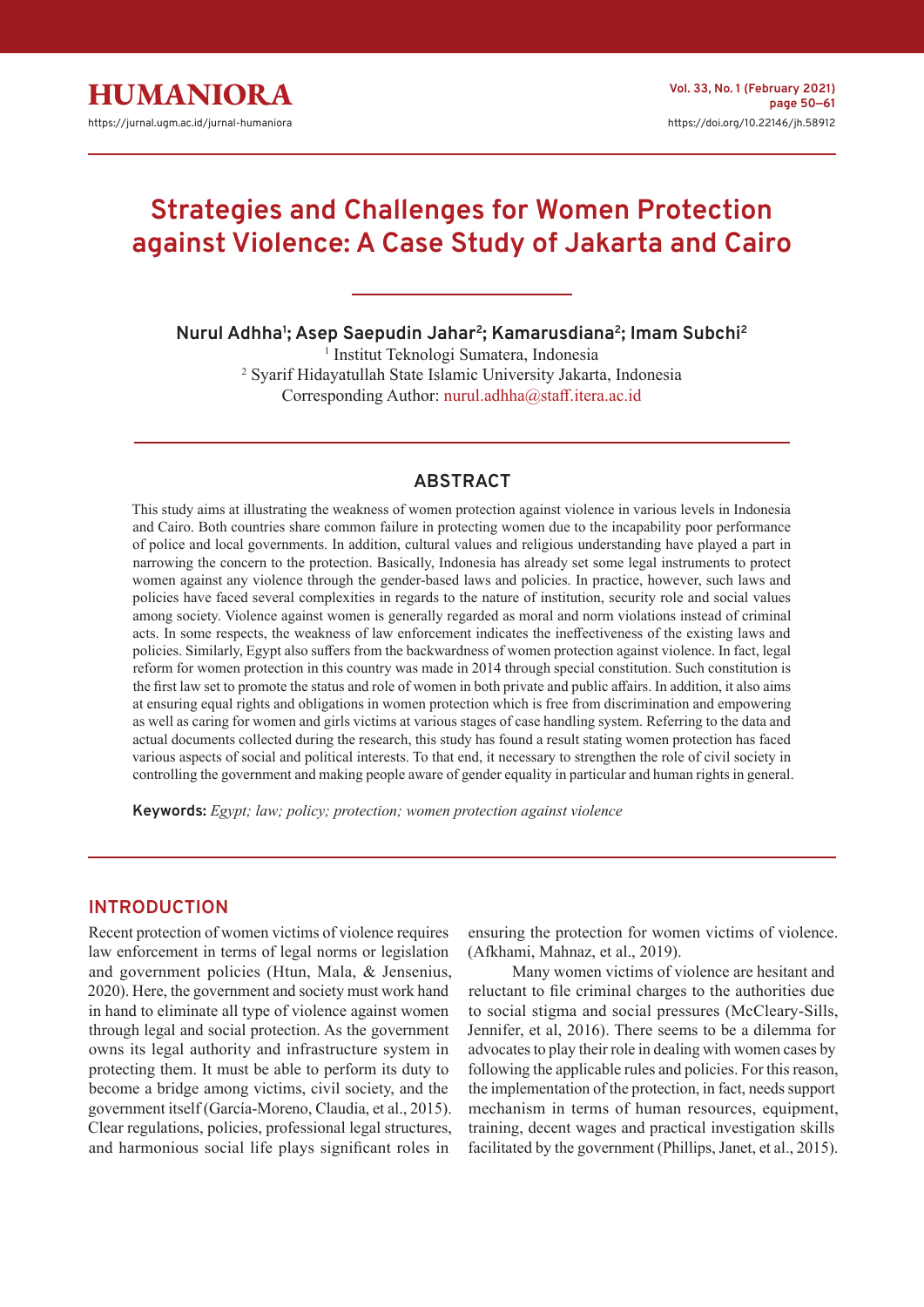# Strategies and Challenges for Women Protection against Violence: A Case Study of Jakarta and Cairo

**Nurul Adhha[1]; Asep Saepudin Jahar[2]; Kamarusdiana[2]; Imam Subchi[2]**

[1] Institut Teknologi Sumatera, Indonesia
[2] Syarif Hidayatullah State Islamic University Jakarta, Indonesia
Corresponding Author: nurul.adhha@staff.itera.ac.id

## ABSTRACT

This study aims at illustrating the weakness of women protection against violence in various levels in Indonesia and Cairo. Both countries share common failure in protecting women due to the incapability poor performance of police and local governments. In addition, cultural values and religious understanding have played a part in narrowing the concern to the protection. Basically, Indonesia has already set some legal instruments to protect women against any violence through the gender-based laws and policies. In practice, however, such laws and policies have faced several complexities in regards to the nature of institution, security role and social values among society. Violence against women is generally regarded as moral and norm violations instead of criminal acts. In some respects, the weakness of law enforcement indicates the ineffectiveness of the existing laws and policies. Similarly, Egypt also suffers from the backwardness of women protection against violence. In fact, legal reform for women protection in this country was made in 2014 through special constitution. Such constitution is the first law set to promote the status and role of women in both private and public affairs. In addition, it also aims at ensuring equal rights and obligations in women protection which is free from discrimination and empowering as well as caring for women and girls victims at various stages of case handling system. Referring to the data and actual documents collected during the research, this study has found a result stating women protection has faced various aspects of social and political interests. To that end, it necessary to strengthen the role of civil society in controlling the government and making people aware of gender equality in particular and human rights in general.

**Keywords:** *Egypt; law; policy; protection; women protection against violence*

## INTRODUCTION

Recent protection of women victims of violence requires law enforcement in terms of legal norms or legislation and government policies (Htun, Mala, & Jensenius, 2020). Here, the government and society must work hand in hand to eliminate all type of violence against women through legal and social protection. As the government owns its legal authority and infrastructure system in protecting them. It must be able to perform its duty to become a bridge among victims, civil society, and the government itself (García-Moreno, Claudia, et al., 2015). Clear regulations, policies, professional legal structures, and harmonious social life plays significant roles in ensuring the protection for women victims of violence. (Afkhami, Mahnaz, et al., 2019).

Many women victims of violence are hesitant and reluctant to file criminal charges to the authorities due to social stigma and social pressures (McCleary-Sills, Jennifer, et al, 2016). There seems to be a dilemma for advocates to play their role in dealing with women cases by following the applicable rules and policies. For this reason, the implementation of the protection, in fact, needs support mechanism in terms of human resources, equipment, training, decent wages and practical investigation skills facilitated by the government (Phillips, Janet, et al., 2015).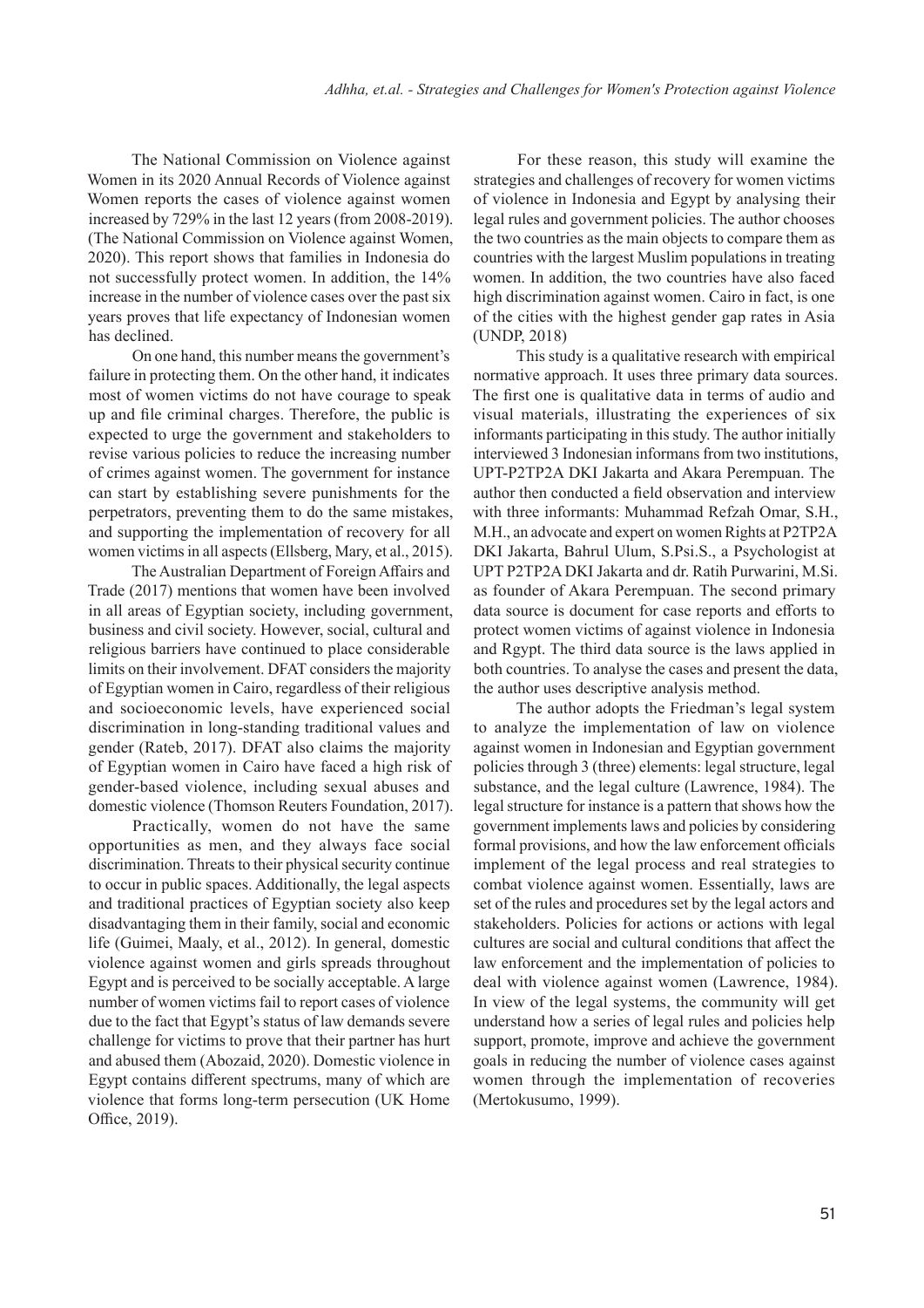The National Commission on Violence against Women in its 2020 Annual Records of Violence against Women reports the cases of violence against women increased by 729% in the last 12 years (from 2008-2019). (The National Commission on Violence against Women, 2020). This report shows that families in Indonesia do not successfully protect women. In addition, the 14% increase in the number of violence cases over the past six years proves that life expectancy of Indonesian women has declined.

On one hand, this number means the government's failure in protecting them. On the other hand, it indicates most of women victims do not have courage to speak up and file criminal charges. Therefore, the public is expected to urge the government and stakeholders to revise various policies to reduce the increasing number of crimes against women. The government for instance can start by establishing severe punishments for the perpetrators, preventing them to do the same mistakes, and supporting the implementation of recovery for all women victims in all aspects (Ellsberg, Mary, et al., 2015).

The Australian Department of Foreign Affairs and Trade (2017) mentions that women have been involved in all areas of Egyptian society, including government, business and civil society. However, social, cultural and religious barriers have continued to place considerable limits on their involvement. DFAT considers the majority of Egyptian women in Cairo, regardless of their religious and socioeconomic levels, have experienced social discrimination in long-standing traditional values and gender (Rateb, 2017). DFAT also claims the majority of Egyptian women in Cairo have faced a high risk of gender-based violence, including sexual abuses and domestic violence (Thomson Reuters Foundation, 2017).

Practically, women do not have the same opportunities as men, and they always face social discrimination. Threats to their physical security continue to occur in public spaces. Additionally, the legal aspects and traditional practices of Egyptian society also keep disadvantaging them in their family, social and economic life (Guimei, Maaly, et al., 2012). In general, domestic violence against women and girls spreads throughout Egypt and is perceived to be socially acceptable. A large number of women victims fail to report cases of violence due to the fact that Egypt's status of law demands severe challenge for victims to prove that their partner has hurt and abused them (Abozaid, 2020). Domestic violence in Egypt contains different spectrums, many of which are violence that forms long-term persecution (UK Home Office, 2019).

For these reason, this study will examine the strategies and challenges of recovery for women victims of violence in Indonesia and Egypt by analysing their legal rules and government policies. The author chooses the two countries as the main objects to compare them as countries with the largest Muslim populations in treating women. In addition, the two countries have also faced high discrimination against women. Cairo in fact, is one of the cities with the highest gender gap rates in Asia (UNDP, 2018)

This study is a qualitative research with empirical normative approach. It uses three primary data sources. The first one is qualitative data in terms of audio and visual materials, illustrating the experiences of six informants participating in this study. The author initially interviewed 3 Indonesian informans from two institutions, UPT-P2TP2A DKI Jakarta and Akara Perempuan. The author then conducted a field observation and interview with three informants: Muhammad Refzah Omar, S.H., M.H., an advocate and expert on women Rights at P2TP2A DKI Jakarta, Bahrul Ulum, S.Psi.S., a Psychologist at UPT P2TP2A DKI Jakarta and dr. Ratih Purwarini, M.Si. as founder of Akara Perempuan. The second primary data source is document for case reports and efforts to protect women victims of against violence in Indonesia and Rgypt. The third data source is the laws applied in both countries. To analyse the cases and present the data, the author uses descriptive analysis method.

The author adopts the Friedman's legal system to analyze the implementation of law on violence against women in Indonesian and Egyptian government policies through 3 (three) elements: legal structure, legal substance, and the legal culture (Lawrence, 1984). The legal structure for instance is a pattern that shows how the government implements laws and policies by considering formal provisions, and how the law enforcement officials implement of the legal process and real strategies to combat violence against women. Essentially, laws are set of the rules and procedures set by the legal actors and stakeholders. Policies for actions or actions with legal cultures are social and cultural conditions that affect the law enforcement and the implementation of policies to deal with violence against women (Lawrence, 1984). In view of the legal systems, the community will get understand how a series of legal rules and policies help support, promote, improve and achieve the government goals in reducing the number of violence cases against women through the implementation of recoveries (Mertokusumo, 1999).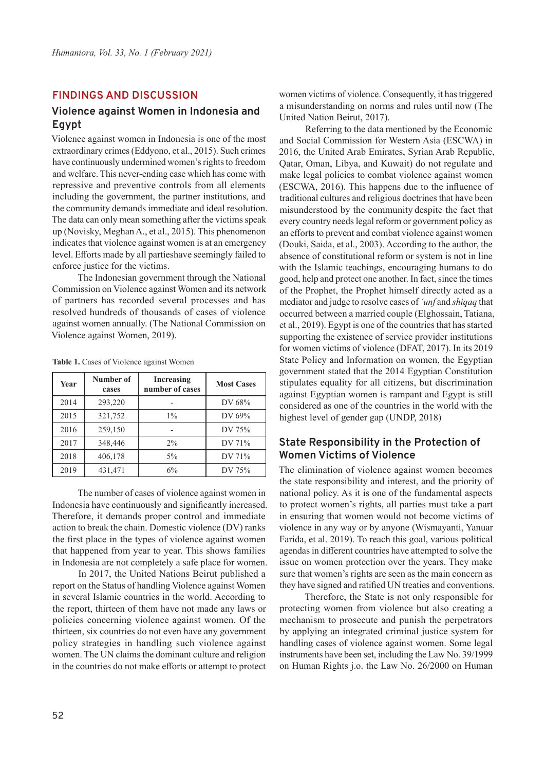## FINDINGS AND DISCUSSION

### Violence against Women in Indonesia and Egypt

Violence against women in Indonesia is one of the most extraordinary crimes (Eddyono, et al., 2015). Such crimes have continuously undermined women's rights to freedom and welfare. This never-ending case which has come with repressive and preventive controls from all elements including the government, the partner institutions, and the community demands immediate and ideal resolution. The data can only mean something after the victims speak up (Novisky, Meghan A., et al., 2015). This phenomenon indicates that violence against women is at an emergency level. Efforts made by all partieshave seemingly failed to enforce justice for the victims.

The Indonesian government through the National Commission on Violence against Women and its network of partners has recorded several processes and has resolved hundreds of thousands of cases of violence against women annually. (The National Commission on Violence against Women, 2019).

**Table 1.** Cases of Violence against Women

| Year | Number of cases | Increasing number of cases | Most Cases |
|---|---|---|---|
| 2014 | 293,220 | - | DV 68% |
| 2015 | 321,752 | 1% | DV 69% |
| 2016 | 259,150 | - | DV 75% |
| 2017 | 348,446 | 2% | DV 71% |
| 2018 | 406,178 | 5% | DV 71% |
| 2019 | 431,471 | 6% | DV 75% |

The number of cases of violence against women in Indonesia have continuously and significantly increased. Therefore, it demands proper control and immediate action to break the chain. Domestic violence (DV) ranks the first place in the types of violence against women that happened from year to year. This shows families in Indonesia are not completely a safe place for women.

In 2017, the United Nations Beirut published a report on the Status of handling Violence against Women in several Islamic countries in the world. According to the report, thirteen of them have not made any laws or policies concerning violence against women. Of the thirteen, six countries do not even have any government policy strategies in handling such violence against women. The UN claims the dominant culture and religion in the countries do not make efforts or attempt to protect women victims of violence. Consequently, it has triggered a misunderstanding on norms and rules until now (The United Nation Beirut, 2017).

Referring to the data mentioned by the Economic and Social Commission for Western Asia (ESCWA) in 2016, the United Arab Emirates, Syrian Arab Republic, Qatar, Oman, Libya, and Kuwait) do not regulate and make legal policies to combat violence against women (ESCWA, 2016). This happens due to the influence of traditional cultures and religious doctrines that have been misunderstood by the community despite the fact that every country needs legal reform or government policy as an efforts to prevent and combat violence against women (Douki, Saida, et al., 2003). According to the author, the absence of constitutional reform or system is not in line with the Islamic teachings, encouraging humans to do good, help and protect one another. In fact, since the times of the Prophet, the Prophet himself directly acted as a mediator and judge to resolve cases of *'unf* and *shiqaq* that occurred between a married couple (Elghossain, Tatiana, et al., 2019). Egypt is one of the countries that has started supporting the existence of service provider institutions for women victims of violence (DFAT, 2017). In its 2019 State Policy and Information on women, the Egyptian government stated that the 2014 Egyptian Constitution stipulates equality for all citizens, but discrimination against Egyptian women is rampant and Egypt is still considered as one of the countries in the world with the highest level of gender gap (UNDP, 2018)

### State Responsibility in the Protection of Women Victims of Violence

The elimination of violence against women becomes the state responsibility and interest, and the priority of national policy. As it is one of the fundamental aspects to protect women's rights, all parties must take a part in ensuring that women would not become victims of violence in any way or by anyone (Wismayanti, Yanuar Farida, et al. 2019). To reach this goal, various political agendas in different countries have attempted to solve the issue on women protection over the years. They make sure that women's rights are seen as the main concern as they have signed and ratified UN treaties and conventions.

Therefore, the State is not only responsible for protecting women from violence but also creating a mechanism to prosecute and punish the perpetrators by applying an integrated criminal justice system for handling cases of violence against women. Some legal instruments have been set, including the Law No. 39/1999 on Human Rights j.o. the Law No. 26/2000 on Human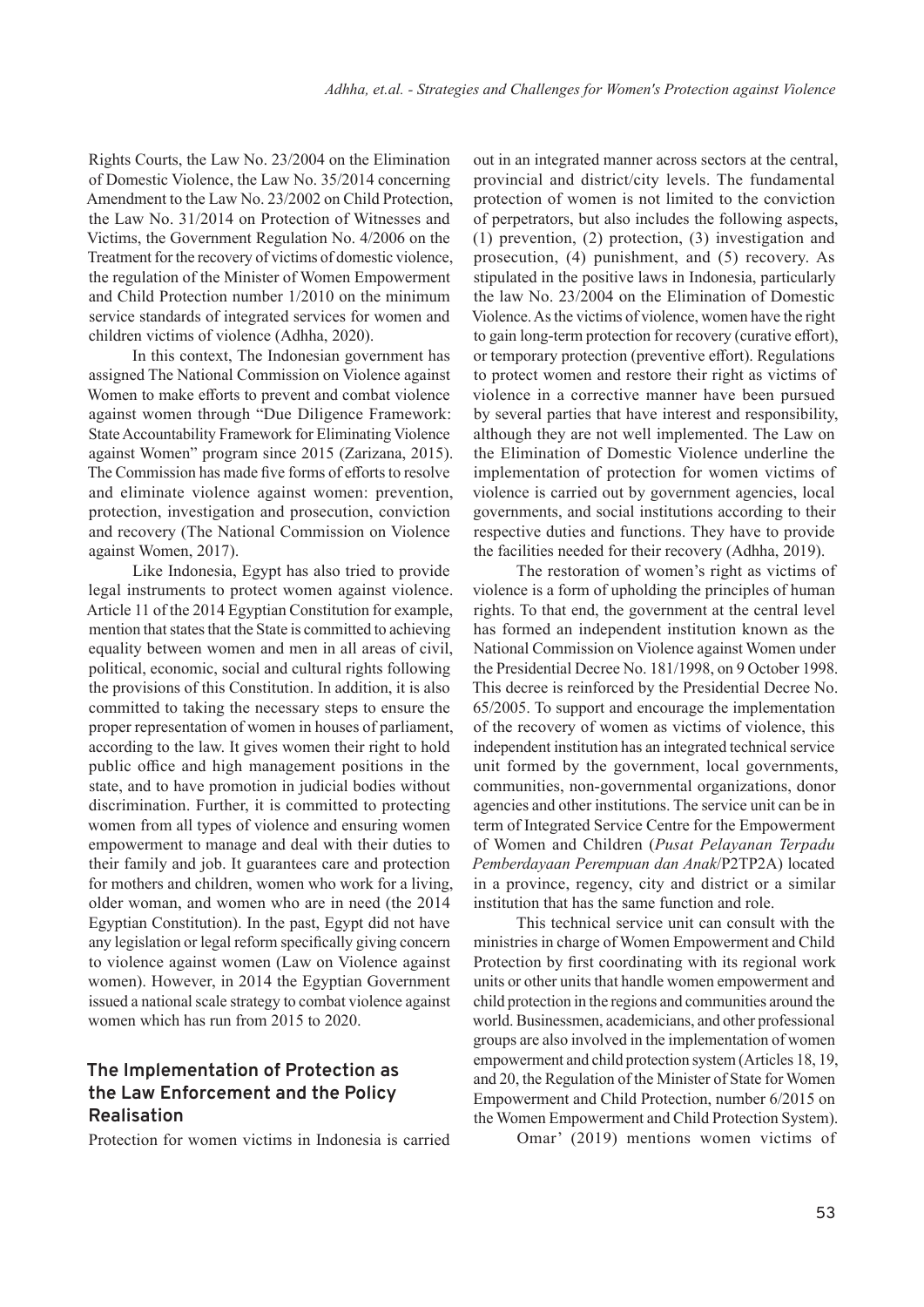Rights Courts, the Law No. 23/2004 on the Elimination of Domestic Violence, the Law No. 35/2014 concerning Amendment to the Law No. 23/2002 on Child Protection, the Law No. 31/2014 on Protection of Witnesses and Victims, the Government Regulation No. 4/2006 on the Treatment for the recovery of victims of domestic violence, the regulation of the Minister of Women Empowerment and Child Protection number 1/2010 on the minimum service standards of integrated services for women and children victims of violence (Adhha, 2020).

In this context, The Indonesian government has assigned The National Commission on Violence against Women to make efforts to prevent and combat violence against women through "Due Diligence Framework: State Accountability Framework for Eliminating Violence against Women" program since 2015 (Zarizana, 2015). The Commission has made five forms of efforts to resolve and eliminate violence against women: prevention, protection, investigation and prosecution, conviction and recovery (The National Commission on Violence against Women, 2017).

Like Indonesia, Egypt has also tried to provide legal instruments to protect women against violence. Article 11 of the 2014 Egyptian Constitution for example, mention that states that the State is committed to achieving equality between women and men in all areas of civil, political, economic, social and cultural rights following the provisions of this Constitution. In addition, it is also committed to taking the necessary steps to ensure the proper representation of women in houses of parliament, according to the law. It gives women their right to hold public office and high management positions in the state, and to have promotion in judicial bodies without discrimination. Further, it is committed to protecting women from all types of violence and ensuring women empowerment to manage and deal with their duties to their family and job. It guarantees care and protection for mothers and children, women who work for a living, older woman, and women who are in need (the 2014 Egyptian Constitution). In the past, Egypt did not have any legislation or legal reform specifically giving concern to violence against women (Law on Violence against women). However, in 2014 the Egyptian Government issued a national scale strategy to combat violence against women which has run from 2015 to 2020.

## The Implementation of Protection as the Law Enforcement and the Policy Realisation

Protection for women victims in Indonesia is carried out in an integrated manner across sectors at the central, provincial and district/city levels. The fundamental protection of women is not limited to the conviction of perpetrators, but also includes the following aspects, (1) prevention, (2) protection, (3) investigation and prosecution, (4) punishment, and (5) recovery. As stipulated in the positive laws in Indonesia, particularly the law No. 23/2004 on the Elimination of Domestic Violence. As the victims of violence, women have the right to gain long-term protection for recovery (curative effort), or temporary protection (preventive effort). Regulations to protect women and restore their right as victims of violence in a corrective manner have been pursued by several parties that have interest and responsibility, although they are not well implemented. The Law on the Elimination of Domestic Violence underline the implementation of protection for women victims of violence is carried out by government agencies, local governments, and social institutions according to their respective duties and functions. They have to provide the facilities needed for their recovery (Adhha, 2019).

The restoration of women's right as victims of violence is a form of upholding the principles of human rights. To that end, the government at the central level has formed an independent institution known as the National Commission on Violence against Women under the Presidential Decree No. 181/1998, on 9 October 1998. This decree is reinforced by the Presidential Decree No. 65/2005. To support and encourage the implementation of the recovery of women as victims of violence, this independent institution has an integrated technical service unit formed by the government, local governments, communities, non-governmental organizations, donor agencies and other institutions. The service unit can be in term of Integrated Service Centre for the Empowerment of Women and Children (*Pusat Pelayanan Terpadu Pemberdayaan Perempuan dan Anak*/P2TP2A) located in a province, regency, city and district or a similar institution that has the same function and role.

This technical service unit can consult with the ministries in charge of Women Empowerment and Child Protection by first coordinating with its regional work units or other units that handle women empowerment and child protection in the regions and communities around the world. Businessmen, academicians, and other professional groups are also involved in the implementation of women empowerment and child protection system (Articles 18, 19, and 20, the Regulation of the Minister of State for Women Empowerment and Child Protection, number 6/2015 on the Women Empowerment and Child Protection System).

Omar' (2019) mentions women victims of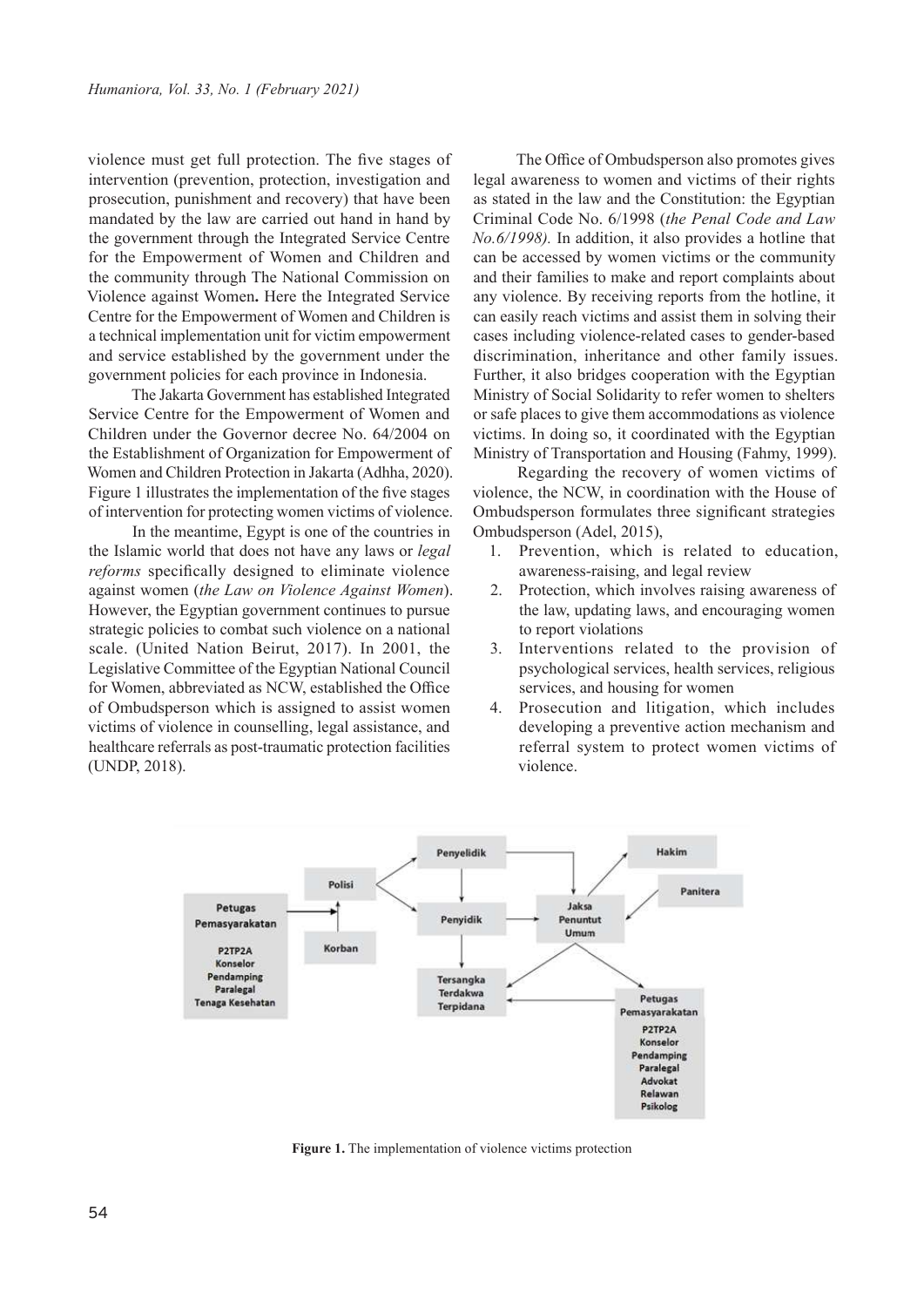violence must get full protection. The five stages of intervention (prevention, protection, investigation and prosecution, punishment and recovery) that have been mandated by the law are carried out hand in hand by the government through the Integrated Service Centre for the Empowerment of Women and Children and the community through The National Commission on Violence against Women**.** Here the Integrated Service Centre for the Empowerment of Women and Children is a technical implementation unit for victim empowerment and service established by the government under the government policies for each province in Indonesia.

The Jakarta Government has established Integrated Service Centre for the Empowerment of Women and Children under the Governor decree No. 64/2004 on the Establishment of Organization for Empowerment of Women and Children Protection in Jakarta (Adhha, 2020). Figure 1 illustrates the implementation of the five stages of intervention for protecting women victims of violence.

In the meantime, Egypt is one of the countries in the Islamic world that does not have any laws or *legal reforms* specifically designed to eliminate violence against women (*the Law on Violence Against Women*). However, the Egyptian government continues to pursue strategic policies to combat such violence on a national scale. (United Nation Beirut, 2017). In 2001, the Legislative Committee of the Egyptian National Council for Women, abbreviated as NCW, established the Office of Ombudsperson which is assigned to assist women victims of violence in counselling, legal assistance, and healthcare referrals as post-traumatic protection facilities (UNDP, 2018).

The Office of Ombudsperson also promotes gives legal awareness to women and victims of their rights as stated in the law and the Constitution: the Egyptian Criminal Code No. 6/1998 (*the Penal Code and Law No.6/1998).* In addition, it also provides a hotline that can be accessed by women victims or the community and their families to make and report complaints about any violence. By receiving reports from the hotline, it can easily reach victims and assist them in solving their cases including violence-related cases to gender-based discrimination, inheritance and other family issues. Further, it also bridges cooperation with the Egyptian Ministry of Social Solidarity to refer women to shelters or safe places to give them accommodations as violence victims. In doing so, it coordinated with the Egyptian Ministry of Transportation and Housing (Fahmy, 1999).

Regarding the recovery of women victims of violence, the NCW, in coordination with the House of Ombudsperson formulates three significant strategies Ombudsperson (Adel, 2015),

1. Prevention, which is related to education, awareness-raising, and legal review
2. Protection, which involves raising awareness of the law, updating laws, and encouraging women to report violations
3. Interventions related to the provision of psychological services, health services, religious services, and housing for women
4. Prosecution and litigation, which includes developing a preventive action mechanism and referral system to protect women victims of violence.

Petugas Pemasyarakatan (P2TP2A, Konselor, Pendamping, Paralegal, Tenaga Kesehatan) → Polisi ← Korban; Polisi → Penyelidik, Penyidik; Penyelidik → Penyidik, Jaksa Penuntut Umum; Penyidik → Tersangka Terdakwa Terpidana, Jaksa Penuntut Umum; Jaksa Penuntut Umum → Hakim, Tersangka Terdakwa Terpidana, Petugas Pemasyarakatan (P2TP2A, Konselor, Pendamping, Paralegal, Advokat, Relawan, Psikolog); Panitera → Jaksa Penuntut Umum; Petugas Pemasyarakatan → Tersangka Terdakwa Terpidana

**Figure 1.** The implementation of violence victims protection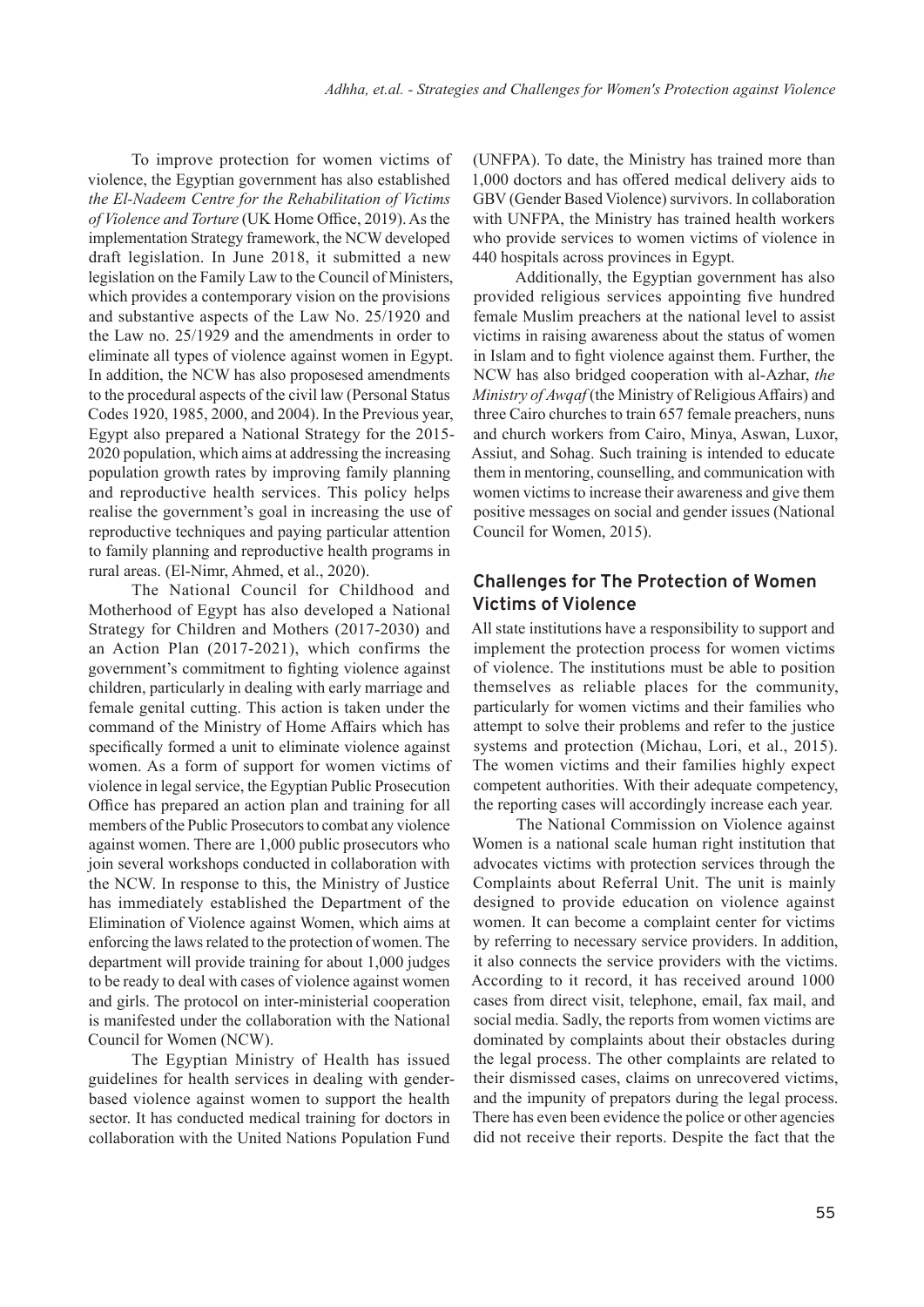To improve protection for women victims of violence, the Egyptian government has also established *the El-Nadeem Centre for the Rehabilitation of Victims of Violence and Torture* (UK Home Office, 2019). As the implementation Strategy framework, the NCW developed draft legislation. In June 2018, it submitted a new legislation on the Family Law to the Council of Ministers, which provides a contemporary vision on the provisions and substantive aspects of the Law No. 25/1920 and the Law no. 25/1929 and the amendments in order to eliminate all types of violence against women in Egypt. In addition, the NCW has also proposesed amendments to the procedural aspects of the civil law (Personal Status Codes 1920, 1985, 2000, and 2004). In the Previous year, Egypt also prepared a National Strategy for the 2015-2020 population, which aims at addressing the increasing population growth rates by improving family planning and reproductive health services. This policy helps realise the government's goal in increasing the use of reproductive techniques and paying particular attention to family planning and reproductive health programs in rural areas. (El-Nimr, Ahmed, et al., 2020).

The National Council for Childhood and Motherhood of Egypt has also developed a National Strategy for Children and Mothers (2017-2030) and an Action Plan (2017-2021), which confirms the government's commitment to fighting violence against children, particularly in dealing with early marriage and female genital cutting. This action is taken under the command of the Ministry of Home Affairs which has specifically formed a unit to eliminate violence against women. As a form of support for women victims of violence in legal service, the Egyptian Public Prosecution Office has prepared an action plan and training for all members of the Public Prosecutors to combat any violence against women. There are 1,000 public prosecutors who join several workshops conducted in collaboration with the NCW. In response to this, the Ministry of Justice has immediately established the Department of the Elimination of Violence against Women, which aims at enforcing the laws related to the protection of women. The department will provide training for about 1,000 judges to be ready to deal with cases of violence against women and girls. The protocol on inter-ministerial cooperation is manifested under the collaboration with the National Council for Women (NCW).

The Egyptian Ministry of Health has issued guidelines for health services in dealing with gender-based violence against women to support the health sector. It has conducted medical training for doctors in collaboration with the United Nations Population Fund (UNFPA). To date, the Ministry has trained more than 1,000 doctors and has offered medical delivery aids to GBV (Gender Based Violence) survivors. In collaboration with UNFPA, the Ministry has trained health workers who provide services to women victims of violence in 440 hospitals across provinces in Egypt.

Additionally, the Egyptian government has also provided religious services appointing five hundred female Muslim preachers at the national level to assist victims in raising awareness about the status of women in Islam and to fight violence against them. Further, the NCW has also bridged cooperation with al-Azhar, *the Ministry of Awqaf* (the Ministry of Religious Affairs) and three Cairo churches to train 657 female preachers, nuns and church workers from Cairo, Minya, Aswan, Luxor, Assiut, and Sohag. Such training is intended to educate them in mentoring, counselling, and communication with women victims to increase their awareness and give them positive messages on social and gender issues (National Council for Women, 2015).

## Challenges for The Protection of Women Victims of Violence

All state institutions have a responsibility to support and implement the protection process for women victims of violence. The institutions must be able to position themselves as reliable places for the community, particularly for women victims and their families who attempt to solve their problems and refer to the justice systems and protection (Michau, Lori, et al., 2015). The women victims and their families highly expect competent authorities. With their adequate competency, the reporting cases will accordingly increase each year.

The National Commission on Violence against Women is a national scale human right institution that advocates victims with protection services through the Complaints about Referral Unit. The unit is mainly designed to provide education on violence against women. It can become a complaint center for victims by referring to necessary service providers. In addition, it also connects the service providers with the victims. According to it record, it has received around 1000 cases from direct visit, telephone, email, fax mail, and social media. Sadly, the reports from women victims are dominated by complaints about their obstacles during the legal process. The other complaints are related to their dismissed cases, claims on unrecovered victims, and the impunity of prepators during the legal process. There has even been evidence the police or other agencies did not receive their reports. Despite the fact that the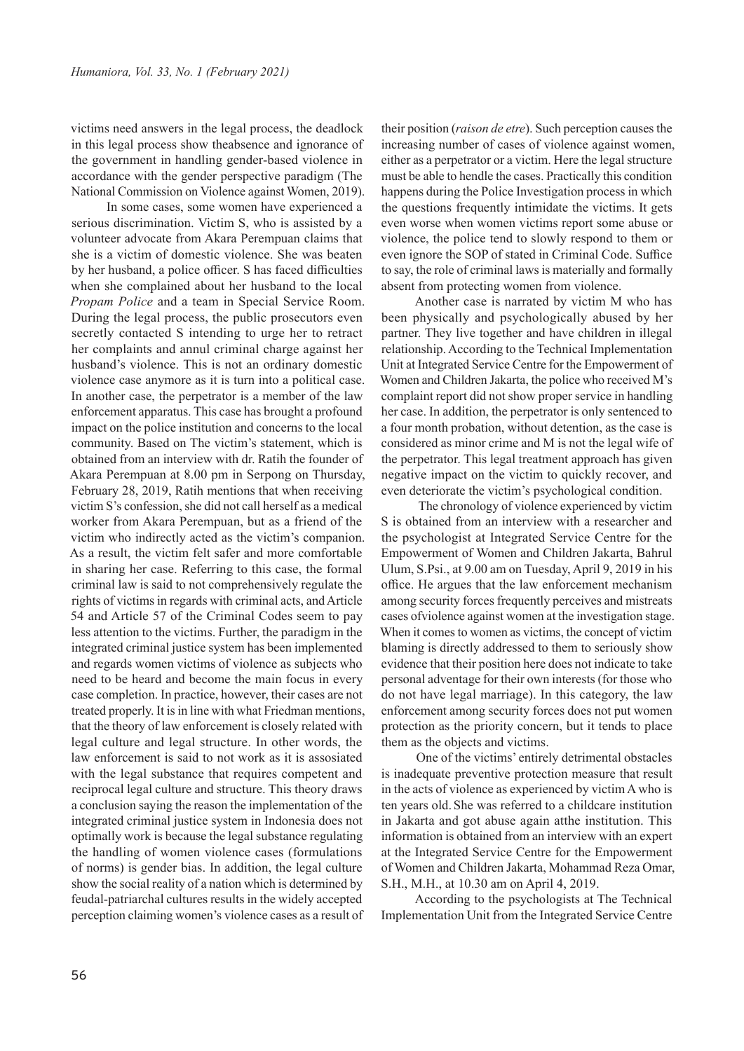victims need answers in the legal process, the deadlock in this legal process show theabsence and ignorance of the government in handling gender-based violence in accordance with the gender perspective paradigm (The National Commission on Violence against Women, 2019).

In some cases, some women have experienced a serious discrimination. Victim S, who is assisted by a volunteer advocate from Akara Perempuan claims that she is a victim of domestic violence. She was beaten by her husband, a police officer. S has faced difficulties when she complained about her husband to the local *Propam Police* and a team in Special Service Room. During the legal process, the public prosecutors even secretly contacted S intending to urge her to retract her complaints and annul criminal charge against her husband's violence. This is not an ordinary domestic violence case anymore as it is turn into a political case. In another case, the perpetrator is a member of the law enforcement apparatus. This case has brought a profound impact on the police institution and concerns to the local community. Based on The victim's statement, which is obtained from an interview with dr. Ratih the founder of Akara Perempuan at 8.00 pm in Serpong on Thursday, February 28, 2019, Ratih mentions that when receiving victim S's confession, she did not call herself as a medical worker from Akara Perempuan, but as a friend of the victim who indirectly acted as the victim's companion. As a result, the victim felt safer and more comfortable in sharing her case. Referring to this case, the formal criminal law is said to not comprehensively regulate the rights of victims in regards with criminal acts, and Article 54 and Article 57 of the Criminal Codes seem to pay less attention to the victims. Further, the paradigm in the integrated criminal justice system has been implemented and regards women victims of violence as subjects who need to be heard and become the main focus in every case completion. In practice, however, their cases are not treated properly. It is in line with what Friedman mentions, that the theory of law enforcement is closely related with legal culture and legal structure. In other words, the law enforcement is said to not work as it is assosiated with the legal substance that requires competent and reciprocal legal culture and structure. This theory draws a conclusion saying the reason the implementation of the integrated criminal justice system in Indonesia does not optimally work is because the legal substance regulating the handling of women violence cases (formulations of norms) is gender bias. In addition, the legal culture show the social reality of a nation which is determined by feudal-patriarchal cultures results in the widely accepted perception claiming women's violence cases as a result of their position (*raison de etre*). Such perception causes the increasing number of cases of violence against women, either as a perpetrator or a victim. Here the legal structure must be able to hendle the cases. Practically this condition happens during the Police Investigation process in which the questions frequently intimidate the victims. It gets even worse when women victims report some abuse or violence, the police tend to slowly respond to them or even ignore the SOP of stated in Criminal Code. Suffice to say, the role of criminal laws is materially and formally absent from protecting women from violence.

Another case is narrated by victim M who has been physically and psychologically abused by her partner. They live together and have children in illegal relationship. According to the Technical Implementation Unit at Integrated Service Centre for the Empowerment of Women and Children Jakarta, the police who received M's complaint report did not show proper service in handling her case. In addition, the perpetrator is only sentenced to a four month probation, without detention, as the case is considered as minor crime and M is not the legal wife of the perpetrator. This legal treatment approach has given negative impact on the victim to quickly recover, and even deteriorate the victim's psychological condition.

The chronology of violence experienced by victim S is obtained from an interview with a researcher and the psychologist at Integrated Service Centre for the Empowerment of Women and Children Jakarta, Bahrul Ulum, S.Psi., at 9.00 am on Tuesday, April 9, 2019 in his office. He argues that the law enforcement mechanism among security forces frequently perceives and mistreats cases ofviolence against women at the investigation stage. When it comes to women as victims, the concept of victim blaming is directly addressed to them to seriously show evidence that their position here does not indicate to take personal adventage for their own interests (for those who do not have legal marriage). In this category, the law enforcement among security forces does not put women protection as the priority concern, but it tends to place them as the objects and victims.

One of the victims' entirely detrimental obstacles is inadequate preventive protection measure that result in the acts of violence as experienced by victim A who is ten years old. She was referred to a childcare institution in Jakarta and got abuse again atthe institution. This information is obtained from an interview with an expert at the Integrated Service Centre for the Empowerment of Women and Children Jakarta, Mohammad Reza Omar, S.H., M.H., at 10.30 am on April 4, 2019.

According to the psychologists at The Technical Implementation Unit from the Integrated Service Centre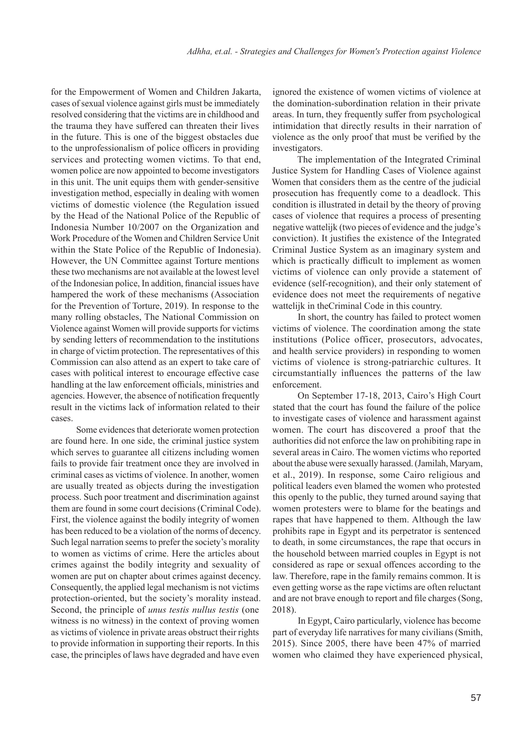for the Empowerment of Women and Children Jakarta, cases of sexual violence against girls must be immediately resolved considering that the victims are in childhood and the trauma they have suffered can threaten their lives in the future. This is one of the biggest obstacles due to the unprofessionalism of police officers in providing services and protecting women victims. To that end, women police are now appointed to become investigators in this unit. The unit equips them with gender-sensitive investigation method, especially in dealing with women victims of domestic violence (the Regulation issued by the Head of the National Police of the Republic of Indonesia Number 10/2007 on the Organization and Work Procedure of the Women and Children Service Unit within the State Police of the Republic of Indonesia). However, the UN Committee against Torture mentions these two mechanisms are not available at the lowest level of the Indonesian police, In addition, financial issues have hampered the work of these mechanisms (Association for the Prevention of Torture, 2019). In response to the many rolling obstacles, The National Commission on Violence against Women will provide supports for victims by sending letters of recommendation to the institutions in charge of victim protection. The representatives of this Commission can also attend as an expert to take care of cases with political interest to encourage effective case handling at the law enforcement officials, ministries and agencies. However, the absence of notification frequently result in the victims lack of information related to their cases.

Some evidences that deteriorate women protection are found here. In one side, the criminal justice system which serves to guarantee all citizens including women fails to provide fair treatment once they are involved in criminal cases as victims of violence. In another, women are usually treated as objects during the investigation process. Such poor treatment and discrimination against them are found in some court decisions (Criminal Code). First, the violence against the bodily integrity of women has been reduced to be a violation of the norms of decency. Such legal narration seems to prefer the society's morality to women as victims of crime. Here the articles about crimes against the bodily integrity and sexuality of women are put on chapter about crimes against decency. Consequently, the applied legal mechanism is not victims protection-oriented, but the society's morality instead. Second, the principle of *unus testis nullus testis* (one witness is no witness) in the context of proving women as victims of violence in private areas obstruct their rights to provide information in supporting their reports. In this case, the principles of laws have degraded and have even ignored the existence of women victims of violence at the domination-subordination relation in their private areas. In turn, they frequently suffer from psychological intimidation that directly results in their narration of violence as the only proof that must be verified by the investigators.

The implementation of the Integrated Criminal Justice System for Handling Cases of Violence against Women that considers them as the centre of the judicial prosecution has frequently come to a deadlock. This condition is illustrated in detail by the theory of proving cases of violence that requires a process of presenting negative wattelijk (two pieces of evidence and the judge's conviction). It justifies the existence of the Integrated Criminal Justice System as an imaginary system and which is practically difficult to implement as women victims of violence can only provide a statement of evidence (self-recognition), and their only statement of evidence does not meet the requirements of negative wattelijk in theCriminal Code in this country.

In short, the country has failed to protect women victims of violence. The coordination among the state institutions (Police officer, prosecutors, advocates, and health service providers) in responding to women victims of violence is strong-patriarchic cultures. It circumstantially influences the patterns of the law enforcement.

On September 17-18, 2013, Cairo's High Court stated that the court has found the failure of the police to investigate cases of violence and harassment against women. The court has discovered a proof that the authorities did not enforce the law on prohibiting rape in several areas in Cairo. The women victims who reported about the abuse were sexually harassed. (Jamilah, Maryam, et al., 2019). In response, some Cairo religious and political leaders even blamed the women who protested this openly to the public, they turned around saying that women protesters were to blame for the beatings and rapes that have happened to them. Although the law prohibits rape in Egypt and its perpetrator is sentenced to death, in some circumstances, the rape that occurs in the household between married couples in Egypt is not considered as rape or sexual offences according to the law. Therefore, rape in the family remains common. It is even getting worse as the rape victims are often reluctant and are not brave enough to report and file charges (Song, 2018).

In Egypt, Cairo particularly, violence has become part of everyday life narratives for many civilians (Smith, 2015). Since 2005, there have been 47% of married women who claimed they have experienced physical,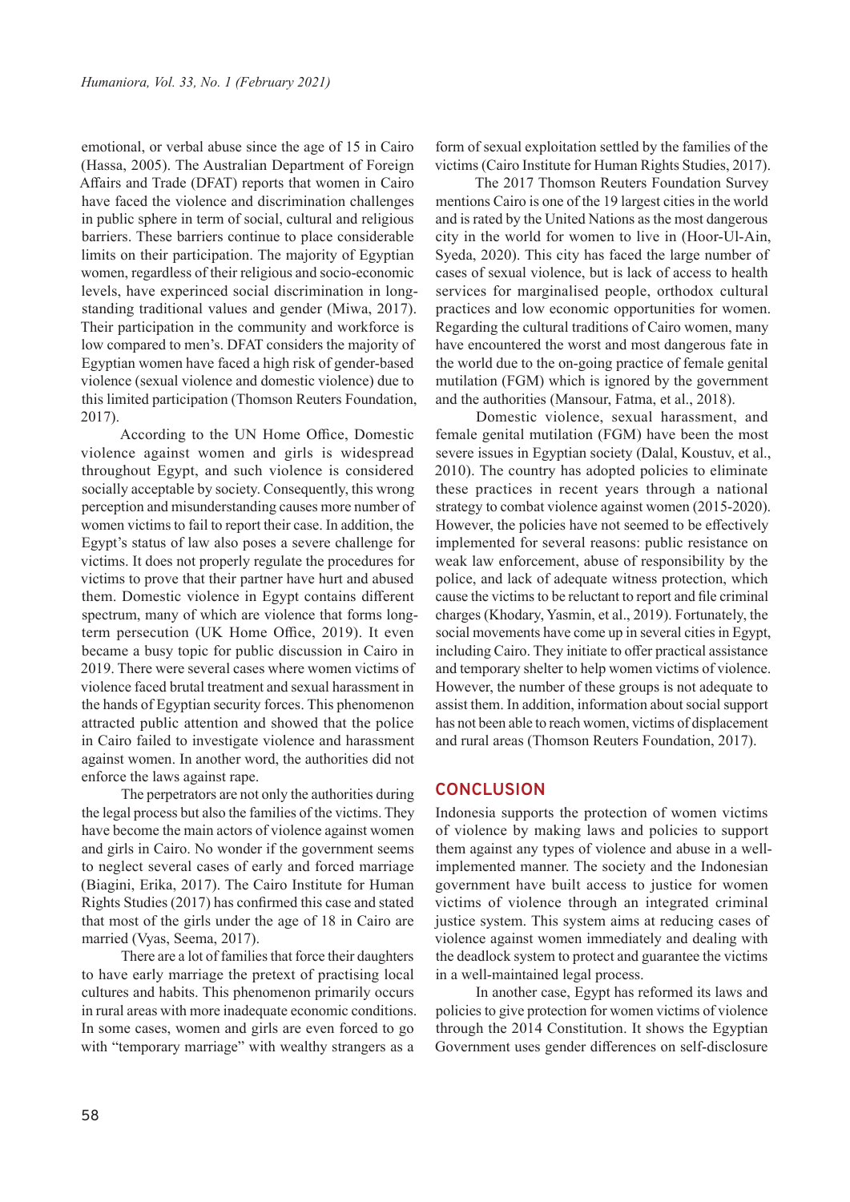emotional, or verbal abuse since the age of 15 in Cairo (Hassa, 2005). The Australian Department of Foreign Affairs and Trade (DFAT) reports that women in Cairo have faced the violence and discrimination challenges in public sphere in term of social, cultural and religious barriers. These barriers continue to place considerable limits on their participation. The majority of Egyptian women, regardless of their religious and socio-economic levels, have experinced social discrimination in long-standing traditional values and gender (Miwa, 2017). Their participation in the community and workforce is low compared to men's. DFAT considers the majority of Egyptian women have faced a high risk of gender-based violence (sexual violence and domestic violence) due to this limited participation (Thomson Reuters Foundation, 2017).

According to the UN Home Office, Domestic violence against women and girls is widespread throughout Egypt, and such violence is considered socially acceptable by society. Consequently, this wrong perception and misunderstanding causes more number of women victims to fail to report their case. In addition, the Egypt's status of law also poses a severe challenge for victims. It does not properly regulate the procedures for victims to prove that their partner have hurt and abused them. Domestic violence in Egypt contains different spectrum, many of which are violence that forms long-term persecution (UK Home Office, 2019). It even became a busy topic for public discussion in Cairo in 2019. There were several cases where women victims of violence faced brutal treatment and sexual harassment in the hands of Egyptian security forces. This phenomenon attracted public attention and showed that the police in Cairo failed to investigate violence and harassment against women. In another word, the authorities did not enforce the laws against rape.

The perpetrators are not only the authorities during the legal process but also the families of the victims. They have become the main actors of violence against women and girls in Cairo. No wonder if the government seems to neglect several cases of early and forced marriage (Biagini, Erika, 2017). The Cairo Institute for Human Rights Studies (2017) has confirmed this case and stated that most of the girls under the age of 18 in Cairo are married (Vyas, Seema, 2017).

There are a lot of families that force their daughters to have early marriage the pretext of practising local cultures and habits. This phenomenon primarily occurs in rural areas with more inadequate economic conditions. In some cases, women and girls are even forced to go with "temporary marriage" with wealthy strangers as a form of sexual exploitation settled by the families of the victims (Cairo Institute for Human Rights Studies, 2017).

The 2017 Thomson Reuters Foundation Survey mentions Cairo is one of the 19 largest cities in the world and is rated by the United Nations as the most dangerous city in the world for women to live in (Hoor-Ul-Ain, Syeda, 2020). This city has faced the large number of cases of sexual violence, but is lack of access to health services for marginalised people, orthodox cultural practices and low economic opportunities for women. Regarding the cultural traditions of Cairo women, many have encountered the worst and most dangerous fate in the world due to the on-going practice of female genital mutilation (FGM) which is ignored by the government and the authorities (Mansour, Fatma, et al., 2018).

Domestic violence, sexual harassment, and female genital mutilation (FGM) have been the most severe issues in Egyptian society (Dalal, Koustuv, et al., 2010). The country has adopted policies to eliminate these practices in recent years through a national strategy to combat violence against women (2015-2020). However, the policies have not seemed to be effectively implemented for several reasons: public resistance on weak law enforcement, abuse of responsibility by the police, and lack of adequate witness protection, which cause the victims to be reluctant to report and file criminal charges (Khodary, Yasmin, et al., 2019). Fortunately, the social movements have come up in several cities in Egypt, including Cairo. They initiate to offer practical assistance and temporary shelter to help women victims of violence. However, the number of these groups is not adequate to assist them. In addition, information about social support has not been able to reach women, victims of displacement and rural areas (Thomson Reuters Foundation, 2017).

## CONCLUSION

Indonesia supports the protection of women victims of violence by making laws and policies to support them against any types of violence and abuse in a well-implemented manner. The society and the Indonesian government have built access to justice for women victims of violence through an integrated criminal justice system. This system aims at reducing cases of violence against women immediately and dealing with the deadlock system to protect and guarantee the victims in a well-maintained legal process.

In another case, Egypt has reformed its laws and policies to give protection for women victims of violence through the 2014 Constitution. It shows the Egyptian Government uses gender differences on self-disclosure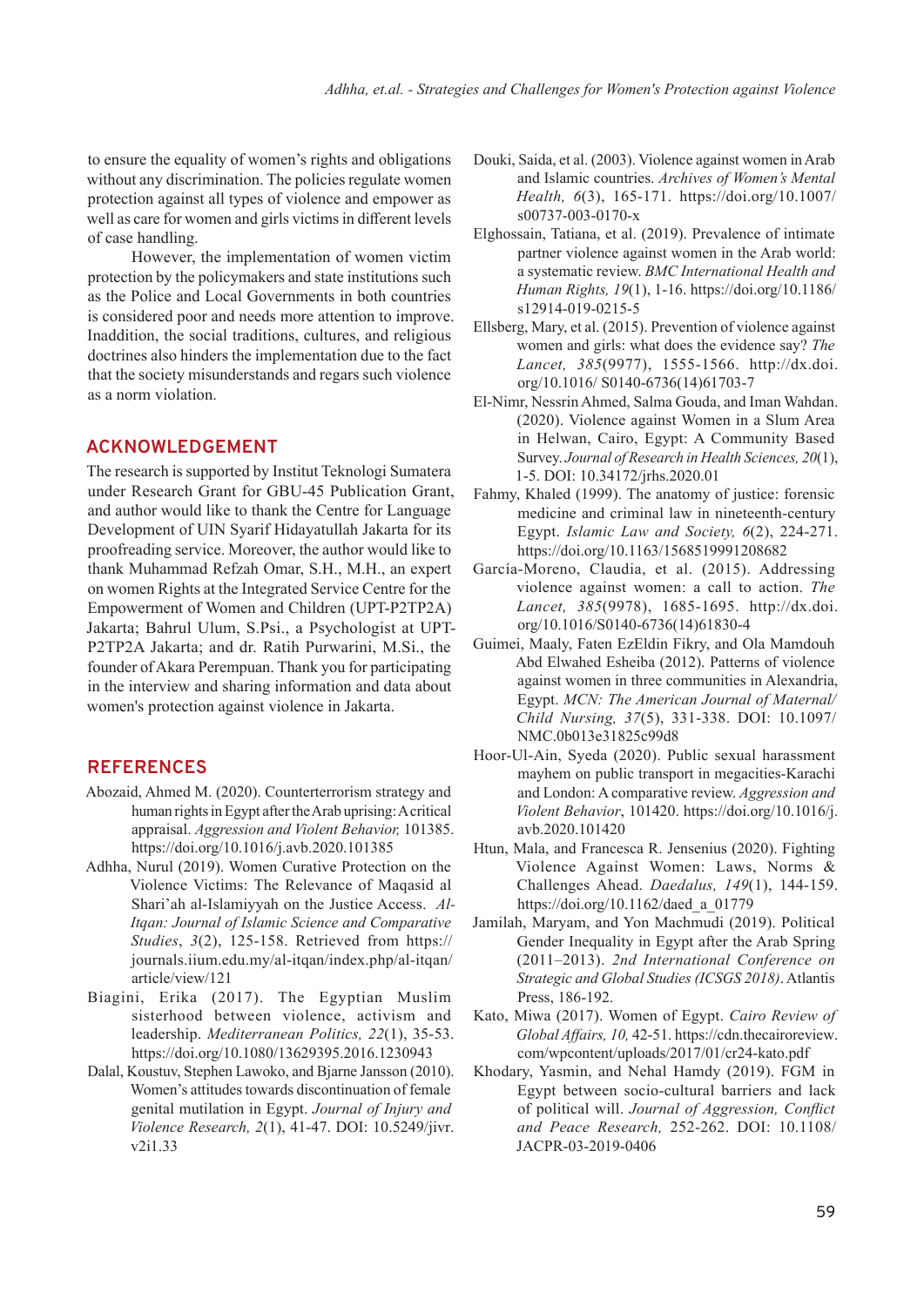to ensure the equality of women's rights and obligations without any discrimination. The policies regulate women protection against all types of violence and empower as well as care for women and girls victims in different levels of case handling.

However, the implementation of women victim protection by the policymakers and state institutions such as the Police and Local Governments in both countries is considered poor and needs more attention to improve. Inaddition, the social traditions, cultures, and religious doctrines also hinders the implementation due to the fact that the society misunderstands and regards such violence as a norm violation.

## ACKNOWLEDGEMENT

The research is supported by Institut Teknologi Sumatera under Research Grant for GBU-45 Publication Grant, and author would like to thank the Centre for Language Development of UIN Syarif Hidayatullah Jakarta for its proofreading service. Moreover, the author would like to thank Muhammad Refzah Omar, S.H., M.H., an expert on women Rights at the Integrated Service Centre for the Empowerment of Women and Children (UPT-P2TP2A) Jakarta; Bahrul Ulum, S.Psi., a Psychologist at UPT-P2TP2A Jakarta; and dr. Ratih Purwarini, M.Si., the founder of Akara Perempuan. Thank you for participating in the interview and sharing information and data about women's protection against violence in Jakarta.

## REFERENCES

Abozaid, Ahmed M. (2020). Counterterrorism strategy and human rights in Egypt after the Arab uprising: A critical appraisal. *Aggression and Violent Behavior,* 101385. https://doi.org/10.1016/j.avb.2020.101385

Adhha, Nurul (2019). Women Curative Protection on the Violence Victims: The Relevance of Maqasid al Shari'ah al-Islamiyyah on the Justice Access. *Al-Itqan: Journal of Islamic Science and Comparative Studies*, *3*(2), 125-158. Retrieved from https://journals.iium.edu.my/al-itqan/index.php/al-itqan/article/view/121

Biagini, Erika (2017). The Egyptian Muslim sisterhood between violence, activism and leadership. *Mediterranean Politics, 22*(1), 35-53. https://doi.org/10.1080/13629395.2016.1230943

Dalal, Koustuv, Stephen Lawoko, and Bjarne Jansson (2010). Women's attitudes towards discontinuation of female genital mutilation in Egypt. *Journal of Injury and Violence Research, 2*(1), 41-47. DOI: 10.5249/jivr.v2i1.33

Douki, Saida, et al. (2003). Violence against women in Arab and Islamic countries. *Archives of Women's Mental Health, 6*(3), 165-171. https://doi.org/10.1007/s00737-003-0170-x

Elghossain, Tatiana, et al. (2019). Prevalence of intimate partner violence against women in the Arab world: a systematic review. *BMC International Health and Human Rights, 19*(1), 1-16. https://doi.org/10.1186/s12914-019-0215-5

Ellsberg, Mary, et al. (2015). Prevention of violence against women and girls: what does the evidence say? *The Lancet, 385*(9977), 1555-1566. http://dx.doi.org/10.1016/ S0140-6736(14)61703-7

El-Nimr, Nessrin Ahmed, Salma Gouda, and Iman Wahdan. (2020). Violence against Women in a Slum Area in Helwan, Cairo, Egypt: A Community Based Survey. *Journal of Research in Health Sciences, 20*(1), 1-5. DOI: 10.34172/jrhs.2020.01

Fahmy, Khaled (1999). The anatomy of justice: forensic medicine and criminal law in nineteenth-century Egypt. *Islamic Law and Society, 6*(2), 224-271. https://doi.org/10.1163/1568519991208682

García-Moreno, Claudia, et al. (2015). Addressing violence against women: a call to action. *The Lancet, 385*(9978), 1685-1695. http://dx.doi.org/10.1016/S0140-6736(14)61830-4

Guimei, Maaly, Faten EzEldin Fikry, and Ola Mamdouh Abd Elwahed Esheiba (2012). Patterns of violence against women in three communities in Alexandria, Egypt. *MCN: The American Journal of Maternal/Child Nursing, 37*(5), 331-338. DOI: 10.1097/NMC.0b013e31825c99d8

Hoor-Ul-Ain, Syeda (2020). Public sexual harassment mayhem on public transport in megacities-Karachi and London: A comparative review. *Aggression and Violent Behavior*, 101420. https://doi.org/10.1016/j.avb.2020.101420

Htun, Mala, and Francesca R. Jensenius (2020). Fighting Violence Against Women: Laws, Norms & Challenges Ahead. *Daedalus, 149*(1), 144-159. https://doi.org/10.1162/daed_a_01779

Jamilah, Maryam, and Yon Machmudi (2019). Political Gender Inequality in Egypt after the Arab Spring (2011–2013). *2nd International Conference on Strategic and Global Studies (ICSGS 2018)*. Atlantis Press, 186-192.

Kato, Miwa (2017). Women of Egypt. *Cairo Review of Global Affairs, 10,* 42-51. https://cdn.thecairoreview.com/wpcontent/uploads/2017/01/cr24-kato.pdf

Khodary, Yasmin, and Nehal Hamdy (2019). FGM in Egypt between socio-cultural barriers and lack of political will. *Journal of Aggression, Conflict and Peace Research,* 252-262. DOI: 10.1108/JACPR-03-2019-0406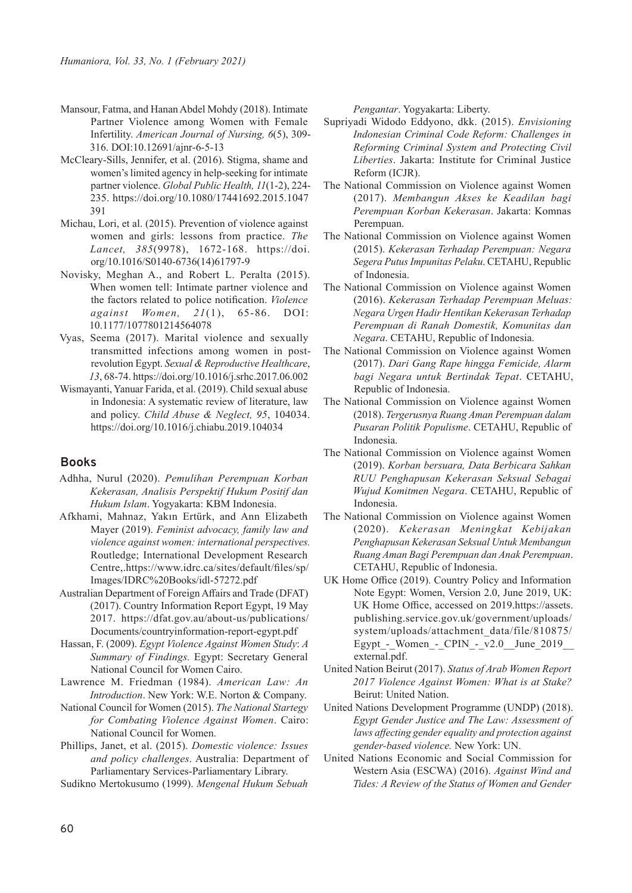Mansour, Fatma, and Hanan Abdel Mohdy (2018). Intimate Partner Violence among Women with Female Infertility. *American Journal of Nursing, 6*(5), 309-316. DOI:10.12691/ajnr-6-5-13

McCleary-Sills, Jennifer, et al. (2016). Stigma, shame and women's limited agency in help-seeking for intimate partner violence. *Global Public Health, 11*(1-2), 224-235. https://doi.org/10.1080/17441692.2015.1047391

Michau, Lori, et al. (2015). Prevention of violence against women and girls: lessons from practice. *The Lancet, 385*(9978), 1672-168. https://doi.org/10.1016/S0140-6736(14)61797-9

Novisky, Meghan A., and Robert L. Peralta (2015). When women tell: Intimate partner violence and the factors related to police notification. *Violence against Women, 21*(1), 65-86. DOI: 10.1177/1077801214564078

Vyas, Seema (2017). Marital violence and sexually transmitted infections among women in post-revolution Egypt. *Sexual & Reproductive Healthcare*, *13*, 68-74. https://doi.org/10.1016/j.srhc.2017.06.002

Wismayanti, Yanuar Farida, et al. (2019). Child sexual abuse in Indonesia: A systematic review of literature, law and policy. *Child Abuse & Neglect, 95*, 104034. https://doi.org/10.1016/j.chiabu.2019.104034

## Books

Adhha, Nurul (2020). *Pemulihan Perempuan Korban Kekerasan, Analisis Perspektif Hukum Positif dan Hukum Islam*. Yogyakarta: KBM Indonesia.

Afkhami, Mahnaz, Yakın Ertürk, and Ann Elizabeth Mayer (2019). *Feminist advocacy, family law and violence against women: international perspectives.* Routledge; International Development Research Centre,.https://www.idrc.ca/sites/default/files/sp/Images/IDRC%20Books/idl-57272.pdf

Australian Department of Foreign Affairs and Trade (DFAT) (2017). Country Information Report Egypt, 19 May 2017. https://dfat.gov.au/about-us/publications/Documents/countryinformation-report-egypt.pdf

Hassan, F. (2009). *Egypt Violence Against Women Study*: *A Summary of Findings.* Egypt: Secretary General National Council for Women Cairo.

Lawrence M. Friedman (1984). *American Law: An Introduction*. New York: W.E. Norton & Company.

National Council for Women (2015). *The National Startegy for Combating Violence Against Women*. Cairo: National Council for Women.

Phillips, Janet, et al. (2015). *Domestic violence: Issues and policy challenges*. Australia: Department of Parliamentary Services-Parliamentary Library.

Sudikno Mertokusumo (1999). *Mengenal Hukum Sebuah Pengantar*. Yogyakarta: Liberty.

Supriyadi Widodo Eddyono, dkk. (2015). *Envisioning Indonesian Criminal Code Reform: Challenges in Reforming Criminal System and Protecting Civil Liberties*. Jakarta: Institute for Criminal Justice Reform (ICJR).

The National Commission on Violence against Women (2017). *Membangun Akses ke Keadilan bagi Perempuan Korban Kekerasan*. Jakarta: Komnas Perempuan.

The National Commission on Violence against Women (2015). *Kekerasan Terhadap Perempuan: Negara Segera Putus Impunitas Pelaku*. CETAHU, Republic of Indonesia.

The National Commission on Violence against Women (2016). *Kekerasan Terhadap Perempuan Meluas: Negara Urgen Hadir Hentikan Kekerasan Terhadap Perempuan di Ranah Domestik, Komunitas dan Negara*. CETAHU, Republic of Indonesia.

The National Commission on Violence against Women (2017). *Dari Gang Rape hingga Femicide, Alarm bagi Negara untuk Bertindak Tepat*. CETAHU, Republic of Indonesia.

The National Commission on Violence against Women (2018). *Tergerusnya Ruang Aman Perempuan dalam Pusaran Politik Populisme*. CETAHU, Republic of Indonesia.

The National Commission on Violence against Women (2019). *Korban bersuara, Data Berbicara Sahkan RUU Penghapusan Kekerasan Seksual Sebagai Wujud Komitmen Negara*. CETAHU, Republic of Indonesia.

The National Commission on Violence against Women (2020). *Kekerasan Meningkat Kebijakan Penghapusan Kekerasan Seksual Untuk Membangun Ruang Aman Bagi Perempuan dan Anak Perempuan*. CETAHU, Republic of Indonesia.

UK Home Office (2019). Country Policy and Information Note Egypt: Women, Version 2.0, June 2019, UK: UK Home Office, accessed on 2019.https://assets.publishing.service.gov.uk/government/uploads/system/uploads/attachment_data/file/810875/Egypt_-_Women_-_CPIN_-_v2.0__June_2019__external.pdf.

United Nation Beirut (2017). *Status of Arab Women Report 2017 Violence Against Women: What is at Stake?* Beirut: United Nation.

United Nations Development Programme (UNDP) (2018). *Egypt Gender Justice and The Law: Assessment of laws affecting gender equality and protection against gender-based violence.* New York: UN.

United Nations Economic and Social Commission for Western Asia (ESCWA) (2016). *Against Wind and Tides: A Review of the Status of Women and Gender*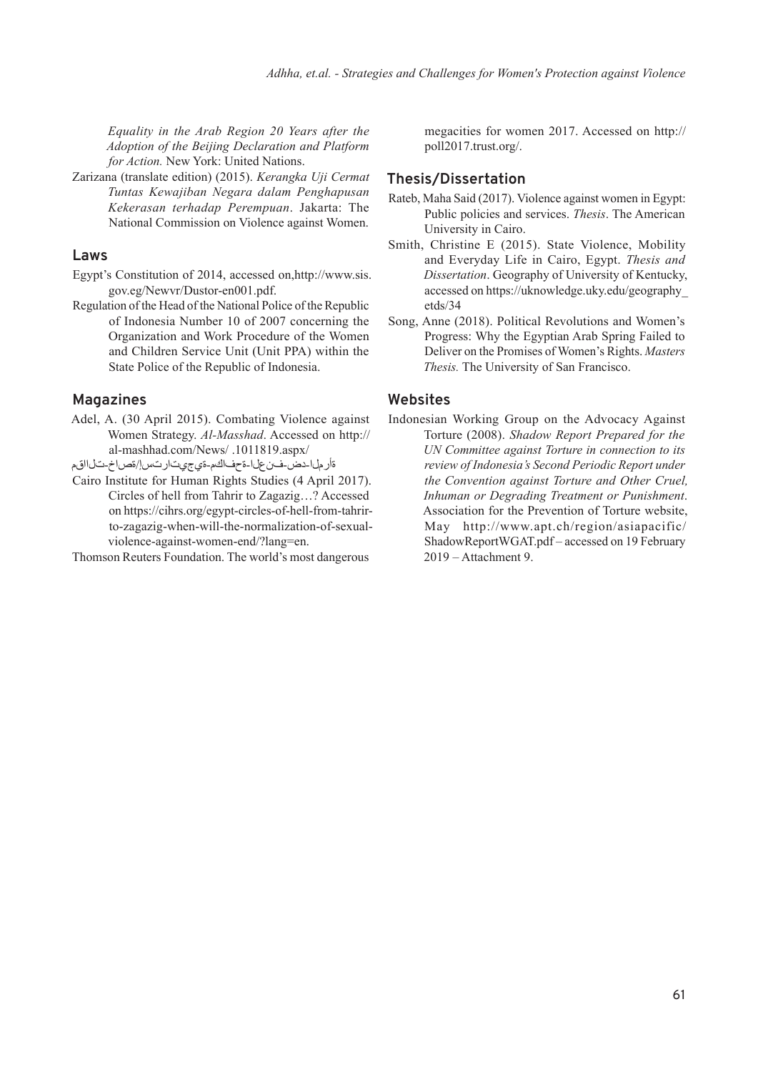*Equality in the Arab Region 20 Years after the Adoption of the Beijing Declaration and Platform for Action.* New York: United Nations.

Zarizana (translate edition) (2015). *Kerangka Uji Cermat Tuntas Kewajiban Negara dalam Penghapusan Kekerasan terhadap Perempuan*. Jakarta: The National Commission on Violence against Women.

## Laws

Egypt's Constitution of 2014, accessed on,http://www.sis.gov.eg/Newvr/Dustor-en001.pdf.

Regulation of the Head of the National Police of the Republic of Indonesia Number 10 of 2007 concerning the Organization and Work Procedure of the Women and Children Service Unit (Unit PPA) within the State Police of the Republic of Indonesia.

## Magazines

Adel, A. (30 April 2015). Combating Violence against Women Strategy. *Al-Masshad*. Accessed on http://al-mashhad.com/News/ .1011819.aspx/ ةأرملا-دض-فنعلا-ةحفاكم-ةيجيتارتسا/ةصاخ-تالاقم

Cairo Institute for Human Rights Studies (4 April 2017). Circles of hell from Tahrir to Zagazig…? Accessed on https://cihrs.org/egypt-circles-of-hell-from-tahrir-to-zagazig-when-will-the-normalization-of-sexual-violence-against-women-end/?lang=en.

Thomson Reuters Foundation. The world's most dangerous megacities for women 2017. Accessed on http://poll2017.trust.org/.

## Thesis/Dissertation

Rateb, Maha Said (2017). Violence against women in Egypt: Public policies and services. *Thesis*. The American University in Cairo.

Smith, Christine E (2015). State Violence, Mobility and Everyday Life in Cairo, Egypt. *Thesis and Dissertation*. Geography of University of Kentucky, accessed on https://uknowledge.uky.edu/geography_etds/34

Song, Anne (2018). Political Revolutions and Women's Progress: Why the Egyptian Arab Spring Failed to Deliver on the Promises of Women's Rights. *Masters Thesis.* The University of San Francisco.

## Websites

Indonesian Working Group on the Advocacy Against Torture (2008). *Shadow Report Prepared for the UN Committee against Torture in connection to its review of Indonesia's Second Periodic Report under the Convention against Torture and Other Cruel, Inhuman or Degrading Treatment or Punishment*. Association for the Prevention of Torture website, May http://www.apt.ch/region/asiapacific/ShadowReportWGAT.pdf – accessed on 19 February 2019 – Attachment 9.